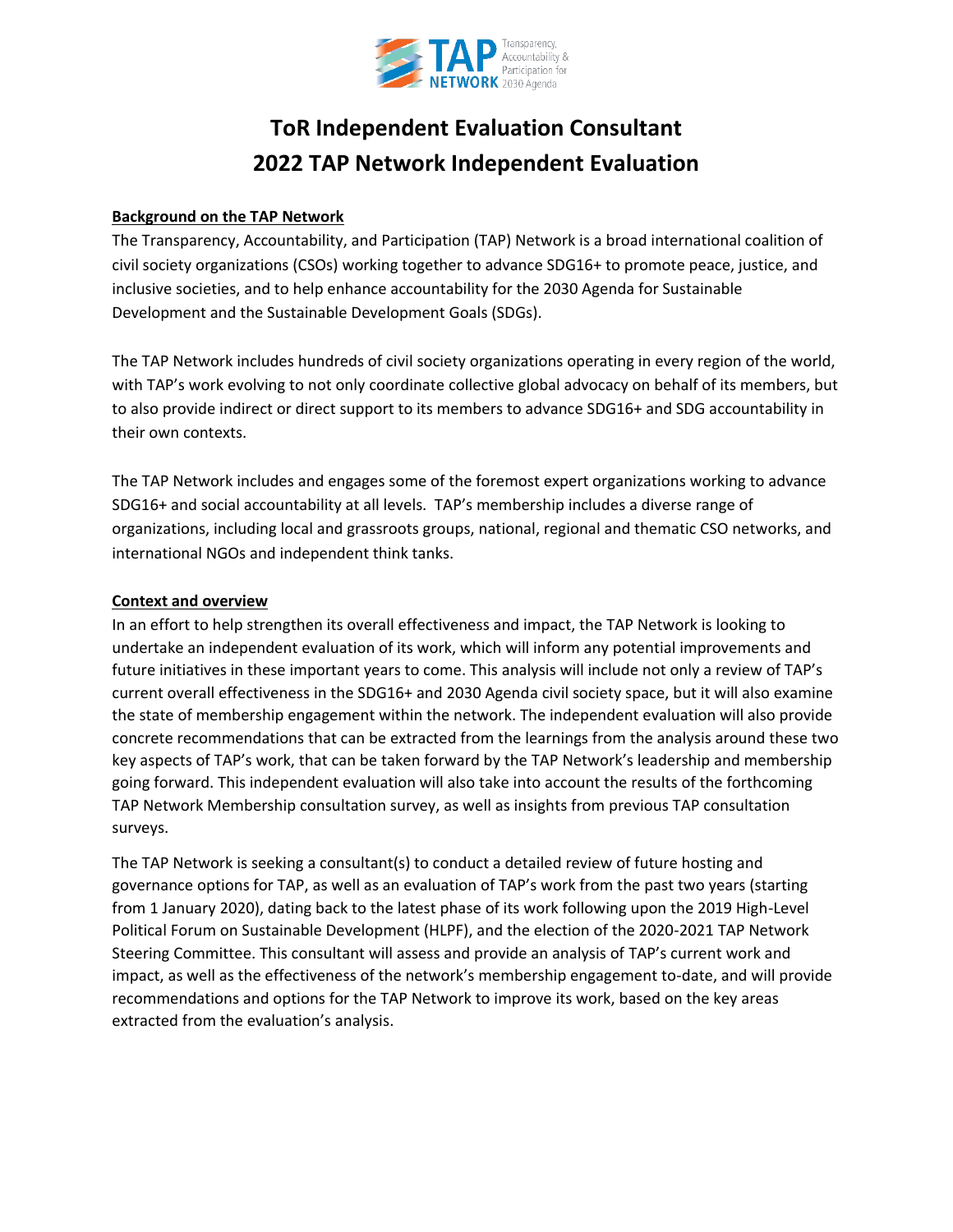# ToR Independent Evaluation Consultant
# 2022 TAP Network Independent Evaluation

**Background on the TAP Network**

The Transparency, Accountability, and Participation (TAP) Network is a broad international coalition of civil society organizations (CSOs) working together to advance SDG16+ to promote peace, justice, and inclusive societies, and to help enhance accountability for the 2030 Agenda for Sustainable Development and the Sustainable Development Goals (SDGs).

The TAP Network includes hundreds of civil society organizations operating in every region of the world, with TAP's work evolving to not only coordinate collective global advocacy on behalf of its members, but to also provide indirect or direct support to its members to advance SDG16+ and SDG accountability in their own contexts.

The TAP Network includes and engages some of the foremost expert organizations working to advance SDG16+ and social accountability at all levels. TAP's membership includes a diverse range of organizations, including local and grassroots groups, national, regional and thematic CSO networks, and international NGOs and independent think tanks.

**Context and overview**

In an effort to help strengthen its overall effectiveness and impact, the TAP Network is looking to undertake an independent evaluation of its work, which will inform any potential improvements and future initiatives in these important years to come. This analysis will include not only a review of TAP's current overall effectiveness in the SDG16+ and 2030 Agenda civil society space, but it will also examine the state of membership engagement within the network. The independent evaluation will also provide concrete recommendations that can be extracted from the learnings from the analysis around these two key aspects of TAP's work, that can be taken forward by the TAP Network's leadership and membership going forward. This independent evaluation will also take into account the results of the forthcoming TAP Network Membership consultation survey, as well as insights from previous TAP consultation surveys.

The TAP Network is seeking a consultant(s) to conduct a detailed review of future hosting and governance options for TAP, as well as an evaluation of TAP's work from the past two years (starting from 1 January 2020), dating back to the latest phase of its work following upon the 2019 High-Level Political Forum on Sustainable Development (HLPF), and the election of the 2020-2021 TAP Network Steering Committee. This consultant will assess and provide an analysis of TAP's current work and impact, as well as the effectiveness of the network's membership engagement to-date, and will provide recommendations and options for the TAP Network to improve its work, based on the key areas extracted from the evaluation's analysis.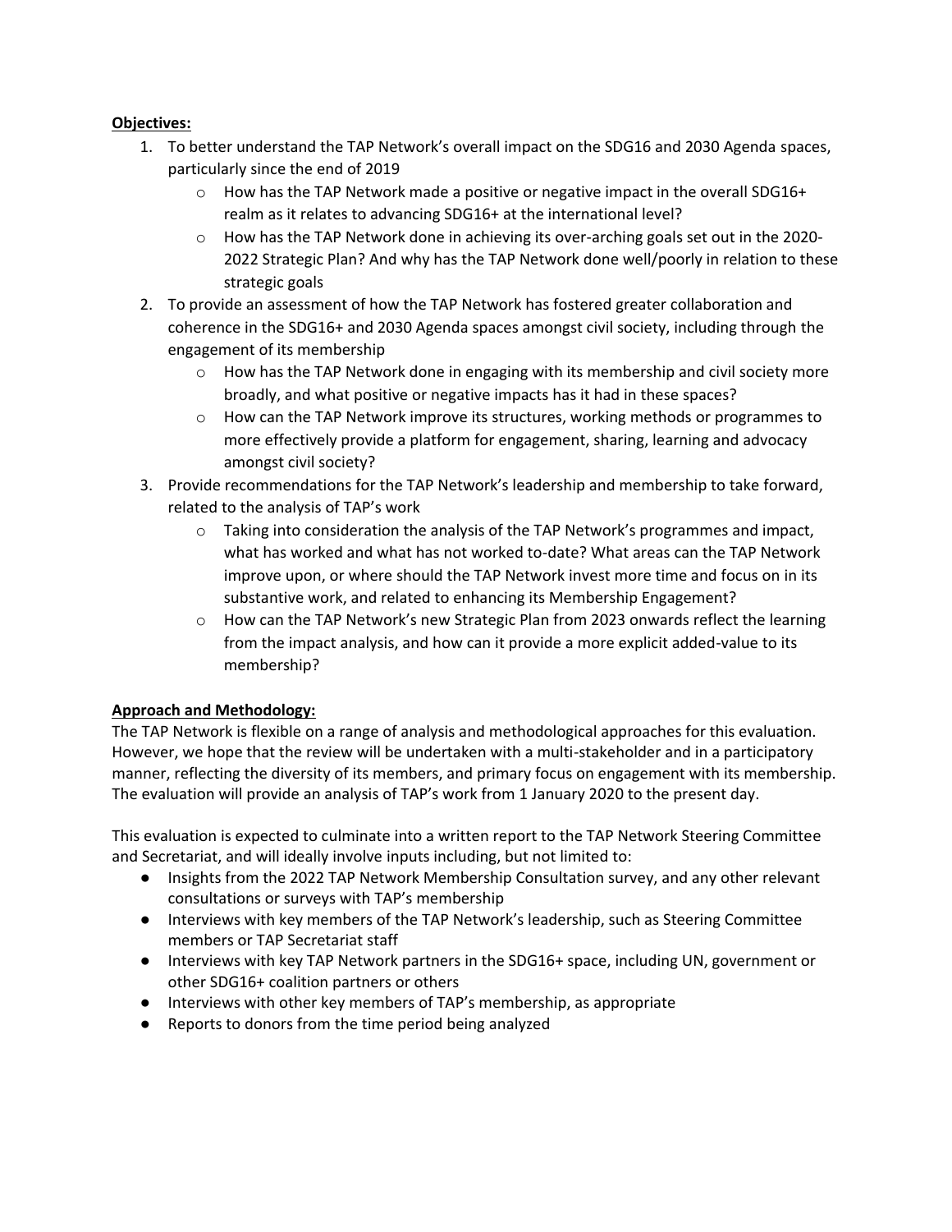**Objectives:**

1. To better understand the TAP Network's overall impact on the SDG16 and 2030 Agenda spaces, particularly since the end of 2019
   - How has the TAP Network made a positive or negative impact in the overall SDG16+ realm as it relates to advancing SDG16+ at the international level?
   - How has the TAP Network done in achieving its over-arching goals set out in the 2020-2022 Strategic Plan? And why has the TAP Network done well/poorly in relation to these strategic goals
2. To provide an assessment of how the TAP Network has fostered greater collaboration and coherence in the SDG16+ and 2030 Agenda spaces amongst civil society, including through the engagement of its membership
   - How has the TAP Network done in engaging with its membership and civil society more broadly, and what positive or negative impacts has it had in these spaces?
   - How can the TAP Network improve its structures, working methods or programmes to more effectively provide a platform for engagement, sharing, learning and advocacy amongst civil society?
3. Provide recommendations for the TAP Network's leadership and membership to take forward, related to the analysis of TAP's work
   - Taking into consideration the analysis of the TAP Network's programmes and impact, what has worked and what has not worked to-date? What areas can the TAP Network improve upon, or where should the TAP Network invest more time and focus on in its substantive work, and related to enhancing its Membership Engagement?
   - How can the TAP Network's new Strategic Plan from 2023 onwards reflect the learning from the impact analysis, and how can it provide a more explicit added-value to its membership?

**Approach and Methodology:**

The TAP Network is flexible on a range of analysis and methodological approaches for this evaluation. However, we hope that the review will be undertaken with a multi-stakeholder and in a participatory manner, reflecting the diversity of its members, and primary focus on engagement with its membership. The evaluation will provide an analysis of TAP's work from 1 January 2020 to the present day.

This evaluation is expected to culminate into a written report to the TAP Network Steering Committee and Secretariat, and will ideally involve inputs including, but not limited to:

- Insights from the 2022 TAP Network Membership Consultation survey, and any other relevant consultations or surveys with TAP's membership
- Interviews with key members of the TAP Network's leadership, such as Steering Committee members or TAP Secretariat staff
- Interviews with key TAP Network partners in the SDG16+ space, including UN, government or other SDG16+ coalition partners or others
- Interviews with other key members of TAP's membership, as appropriate
- Reports to donors from the time period being analyzed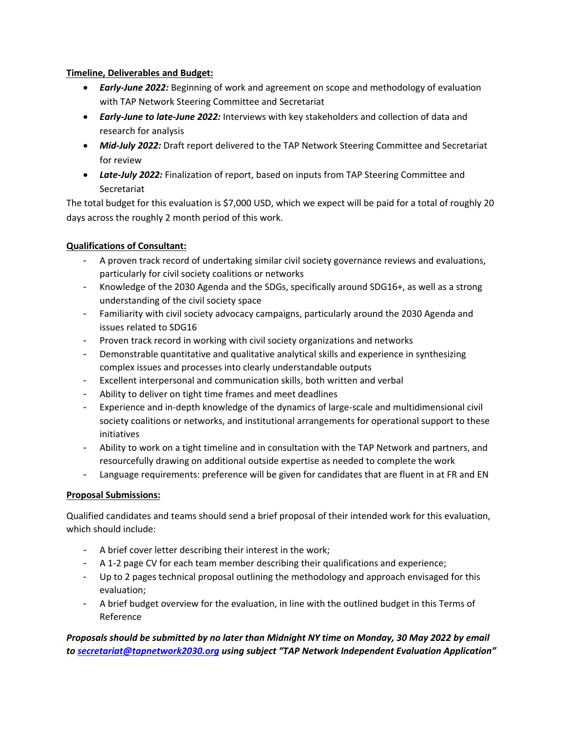**Timeline, Deliverables and Budget:**

- ***Early-June 2022:*** Beginning of work and agreement on scope and methodology of evaluation with TAP Network Steering Committee and Secretariat
- ***Early-June to late-June 2022:*** Interviews with key stakeholders and collection of data and research for analysis
- ***Mid-July 2022:*** Draft report delivered to the TAP Network Steering Committee and Secretariat for review
- ***Late-July 2022:*** Finalization of report, based on inputs from TAP Steering Committee and Secretariat

The total budget for this evaluation is $7,000 USD, which we expect will be paid for a total of roughly 20 days across the roughly 2 month period of this work.

**Qualifications of Consultant:**

- A proven track record of undertaking similar civil society governance reviews and evaluations, particularly for civil society coalitions or networks
- Knowledge of the 2030 Agenda and the SDGs, specifically around SDG16+, as well as a strong understanding of the civil society space
- Familiarity with civil society advocacy campaigns, particularly around the 2030 Agenda and issues related to SDG16
- Proven track record in working with civil society organizations and networks
- Demonstrable quantitative and qualitative analytical skills and experience in synthesizing complex issues and processes into clearly understandable outputs
- Excellent interpersonal and communication skills, both written and verbal
- Ability to deliver on tight time frames and meet deadlines
- Experience and in-depth knowledge of the dynamics of large-scale and multidimensional civil society coalitions or networks, and institutional arrangements for operational support to these initiatives
- Ability to work on a tight timeline and in consultation with the TAP Network and partners, and resourcefully drawing on additional outside expertise as needed to complete the work
- Language requirements: preference will be given for candidates that are fluent in at FR and EN

**Proposal Submissions:**

Qualified candidates and teams should send a brief proposal of their intended work for this evaluation, which should include:

- A brief cover letter describing their interest in the work;
- A 1-2 page CV for each team member describing their qualifications and experience;
- Up to 2 pages technical proposal outlining the methodology and approach envisaged for this evaluation;
- A brief budget overview for the evaluation, in line with the outlined budget in this Terms of Reference

***Proposals should be submitted by no later than Midnight NY time on Monday, 30 May 2022 by email to [secretariat@tapnetwork2030.org](mailto:secretariat@tapnetwork2030.org) using subject "TAP Network Independent Evaluation Application"***